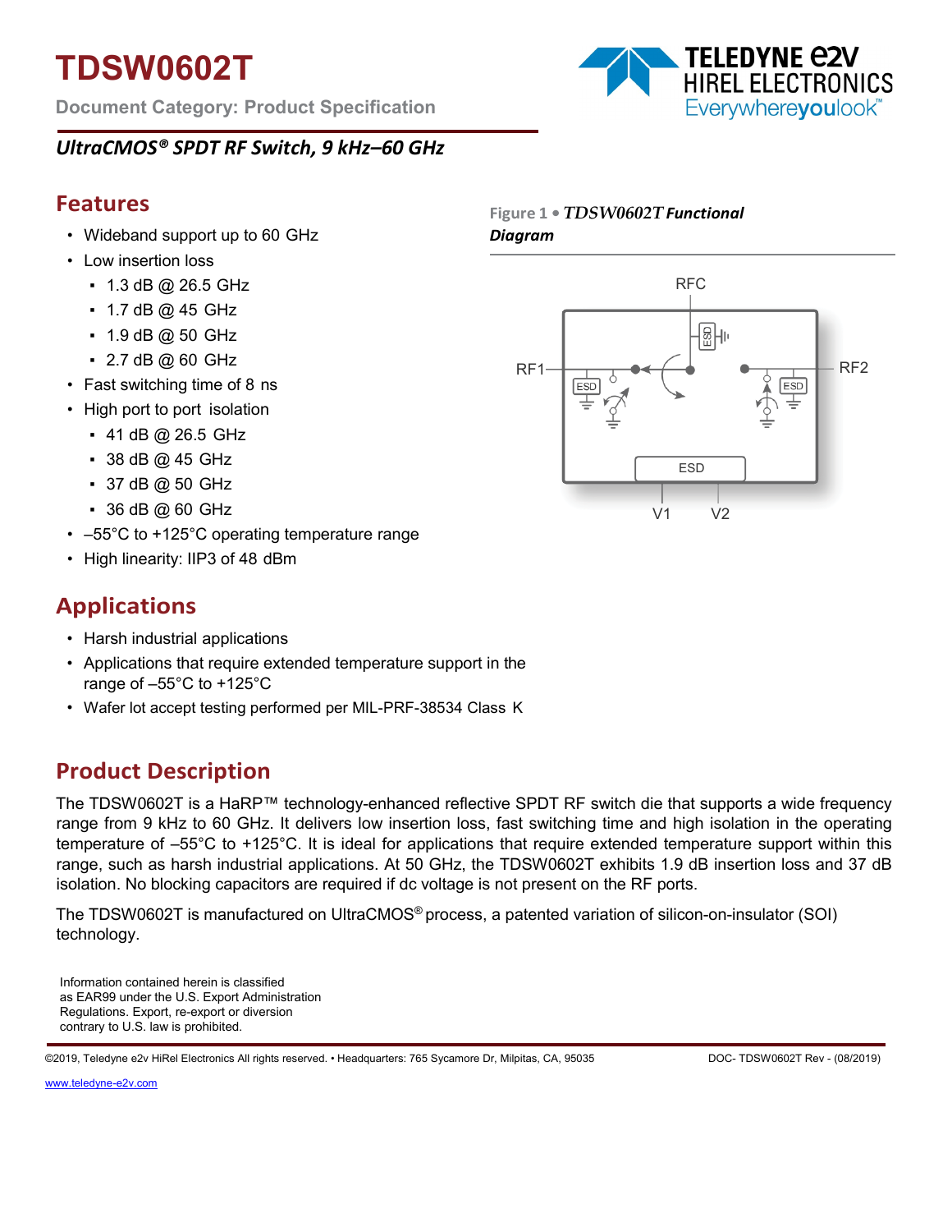# TDSW0602T

Document Category: Product Specification

*UltraCMOS® SPDT RF Switch, 9 kHz–60 GHz*

## Features

- Wideband support up to 60 GHz
- Low insertion loss
  - 1.3 dB @ 26.5 GHz
  - 1.7 dB @ 45 GHz
  - 1.9 dB @ 50 GHz
  - 2.7 dB @ 60 GHz
- Fast switching time of 8 ns
- High port to port isolation
  - 41 dB @ 26.5 GHz
  - 38 dB @ 45 GHz
  - 37 dB @ 50 GHz
  - 36 dB @ 60 GHz
- –55°C to +125°C operating temperature range
- High linearity: IIP3 of 48 dBm

**Figure 1 • *TDSW0602T Functional Diagram***

RFC
RF1
RF2
ESD
ESD
ESD
ESD
V1
V2

## Applications

- Harsh industrial applications
- Applications that require extended temperature support in the range of –55°C to +125°C
- Wafer lot accept testing performed per MIL-PRF-38534 Class K

## Product Description

The TDSW0602T is a HaRP™ technology-enhanced reflective SPDT RF switch die that supports a wide frequency range from 9 kHz to 60 GHz. It delivers low insertion loss, fast switching time and high isolation in the operating temperature of –55°C to +125°C. It is ideal for applications that require extended temperature support within this range, such as harsh industrial applications. At 50 GHz, the TDSW0602T exhibits 1.9 dB insertion loss and 37 dB isolation. No blocking capacitors are required if dc voltage is not present on the RF ports.

The TDSW0602T is manufactured on UltraCMOS® process, a patented variation of silicon-on-insulator (SOI) technology.

Information contained herein is classified as EAR99 under the U.S. Export Administration Regulations. Export, re-export or diversion contrary to U.S. law is prohibited.

©2019, Teledyne e2v HiRel Electronics All rights reserved. • Headquarters: 765 Sycamore Dr, Milpitas, CA, 95035 DOC- TDSW0602T Rev - (08/2019)

www.teledyne-e2v.com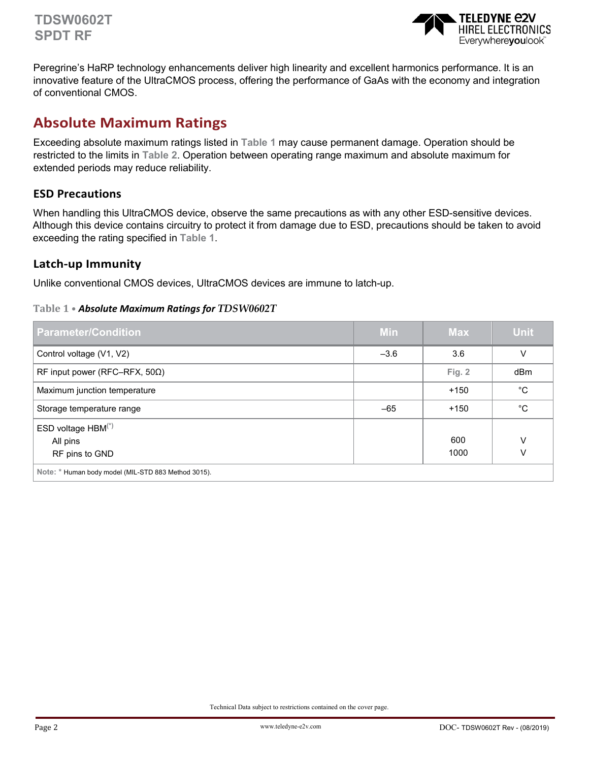Peregrine's HaRP technology enhancements deliver high linearity and excellent harmonics performance. It is an innovative feature of the UltraCMOS process, offering the performance of GaAs with the economy and integration of conventional CMOS.

## Absolute Maximum Ratings

Exceeding absolute maximum ratings listed in Table 1 may cause permanent damage. Operation should be restricted to the limits in Table 2. Operation between operating range maximum and absolute maximum for extended periods may reduce reliability.

### ESD Precautions

When handling this UltraCMOS device, observe the same precautions as with any other ESD-sensitive devices. Although this device contains circuitry to protect it from damage due to ESD, precautions should be taken to avoid exceeding the rating specified in Table 1.

### Latch-up Immunity

Unlike conventional CMOS devices, UltraCMOS devices are immune to latch-up.

Table 1 • ***Absolute Maximum Ratings for TDSW0602T***

| Parameter/Condition | Min | Max | Unit |
|---|---|---|---|
| Control voltage (V1, V2) | –3.6 | 3.6 | V |
| RF input power (RFC–RFX, 50Ω) | | Fig. 2 | dBm |
| Maximum junction temperature | | +150 | °C |
| Storage temperature range | –65 | +150 | °C |
| ESD voltage HBM(*) | | | |
| All pins | | 600 | V |
| RF pins to GND | | 1000 | V |

Note: * Human body model (MIL-STD 883 Method 3015).

Technical Data subject to restrictions contained on the cover page.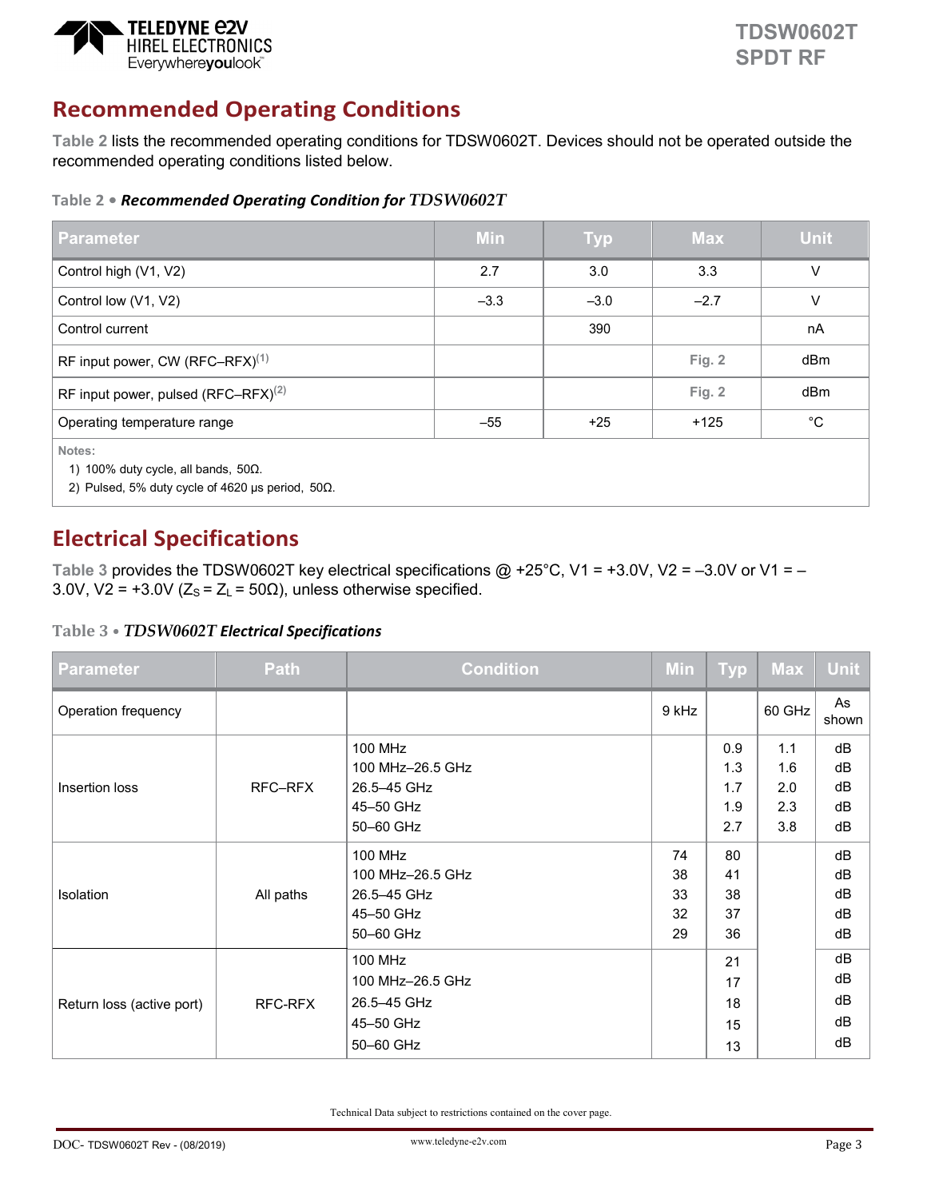## Recommended Operating Conditions

Table 2 lists the recommended operating conditions for TDSW0602T. Devices should not be operated outside the recommended operating conditions listed below.

Table 2 • ***Recommended Operating Condition for TDSW0602T***

| Parameter | Min | Typ | Max | Unit |
|---|---|---|---|---|
| Control high (V1, V2) | 2.7 | 3.0 | 3.3 | V |
| Control low (V1, V2) | –3.3 | –3.0 | –2.7 | V |
| Control current | | 390 | | nA |
| RF input power, CW (RFC–RFX)(1) | | | Fig. 2 | dBm |
| RF input power, pulsed (RFC–RFX)(2) | | | Fig. 2 | dBm |
| Operating temperature range | –55 | +25 | +125 | °C |

Notes:
1) 100% duty cycle, all bands, 50Ω.
2) Pulsed, 5% duty cycle of 4620 μs period, 50Ω.

## Electrical Specifications

Table 3 provides the TDSW0602T key electrical specifications @ +25°C, V1 = +3.0V, V2 = –3.0V or V1 = –3.0V, V2 = +3.0V ($Z_S = Z_L = 50\Omega$), unless otherwise specified.

Table 3 • ***TDSW0602T Electrical Specifications***

| Parameter | Path | Condition | Min | Typ | Max | Unit |
|---|---|---|---|---|---|---|
| Operation frequency | | | 9 kHz | | 60 GHz | As shown |
| Insertion loss | RFC–RFX | 100 MHz | | 0.9 | 1.1 | dB |
| | | 100 MHz–26.5 GHz | | 1.3 | 1.6 | dB |
| | | 26.5–45 GHz | | 1.7 | 2.0 | dB |
| | | 45–50 GHz | | 1.9 | 2.3 | dB |
| | | 50–60 GHz | | 2.7 | 3.8 | dB |
| Isolation | All paths | 100 MHz | 74 | 80 | | dB |
| | | 100 MHz–26.5 GHz | 38 | 41 | | dB |
| | | 26.5–45 GHz | 33 | 38 | | dB |
| | | 45–50 GHz | 32 | 37 | | dB |
| | | 50–60 GHz | 29 | 36 | | dB |
| Return loss (active port) | RFC-RFX | 100 MHz | | 21 | | dB |
| | | 100 MHz–26.5 GHz | | 17 | | dB |
| | | 26.5–45 GHz | | 18 | | dB |
| | | 45–50 GHz | | 15 | | dB |
| | | 50–60 GHz | | 13 | | dB |

Technical Data subject to restrictions contained on the cover page.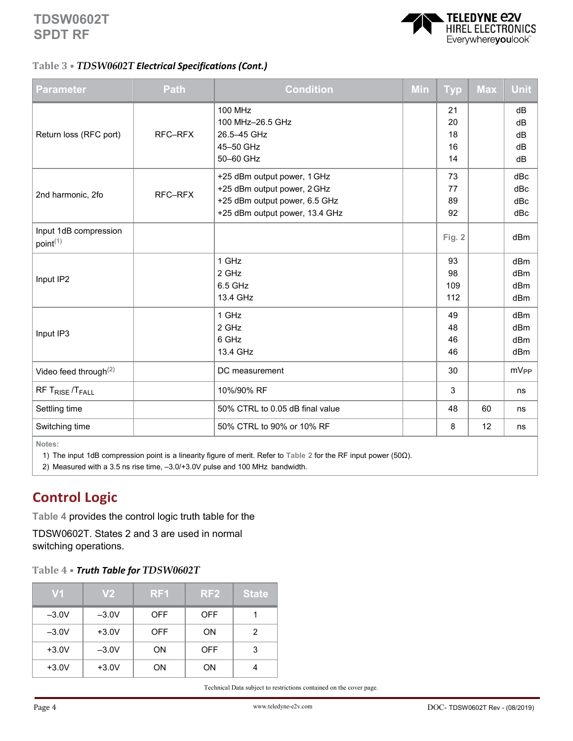Table 3 • *TDSW0602T Electrical Specifications (Cont.)*

| Parameter | Path | Condition | Min | Typ | Max | Unit |
|---|---|---|---|---|---|---|
| Return loss (RFC port) | RFC–RFX | 100 MHz<br>100 MHz–26.5 GHz<br>26.5–45 GHz<br>45–50 GHz<br>50–60 GHz | | 21<br>20<br>18<br>16<br>14 | | dB<br>dB<br>dB<br>dB<br>dB |
| 2nd harmonic, 2fo | RFC–RFX | +25 dBm output power, 1 GHz<br>+25 dBm output power, 2 GHz<br>+25 dBm output power, 6.5 GHz<br>+25 dBm output power, 13.4 GHz | | 73<br>77<br>89<br>92 | | dBc<br>dBc<br>dBc<br>dBc |
| Input 1dB compression point[(1)] | | | | Fig. 2 | | dBm |
| Input IP2 | | 1 GHz<br>2 GHz<br>6.5 GHz<br>13.4 GHz | | 93<br>98<br>109<br>112 | | dBm<br>dBm<br>dBm<br>dBm |
| Input IP3 | | 1 GHz<br>2 GHz<br>6 GHz<br>13.4 GHz | | 49<br>48<br>46<br>46 | | dBm<br>dBm<br>dBm<br>dBm |
| Video feed through[(2)] | | DC measurement | | 30 | | $mV_{PP}$ |
| RF $T_{RISE}$ /$T_{FALL}$ | | 10%/90% RF | | 3 | | ns |
| Settling time | | 50% CTRL to 0.05 dB final value | | 48 | 60 | ns |
| Switching time | | 50% CTRL to 90% or 10% RF | | 8 | 12 | ns |

**Notes:**

1) The input 1dB compression point is a linearity figure of merit. Refer to Table 2 for the RF input power (50Ω).
2) Measured with a 3.5 ns rise time, –3.0/+3.0V pulse and 100 MHz bandwidth.

## Control Logic

Table 4 provides the control logic truth table for the TDSW0602T. States 2 and 3 are used in normal switching operations.

Table 4 • *Truth Table for TDSW0602T*

| V1 | V2 | RF1 | RF2 | State |
|---|---|---|---|---|
| –3.0V | –3.0V | OFF | OFF | 1 |
| –3.0V | +3.0V | OFF | ON | 2 |
| +3.0V | –3.0V | ON | OFF | 3 |
| +3.0V | +3.0V | ON | ON | 4 |

Technical Data subject to restrictions contained on the cover page.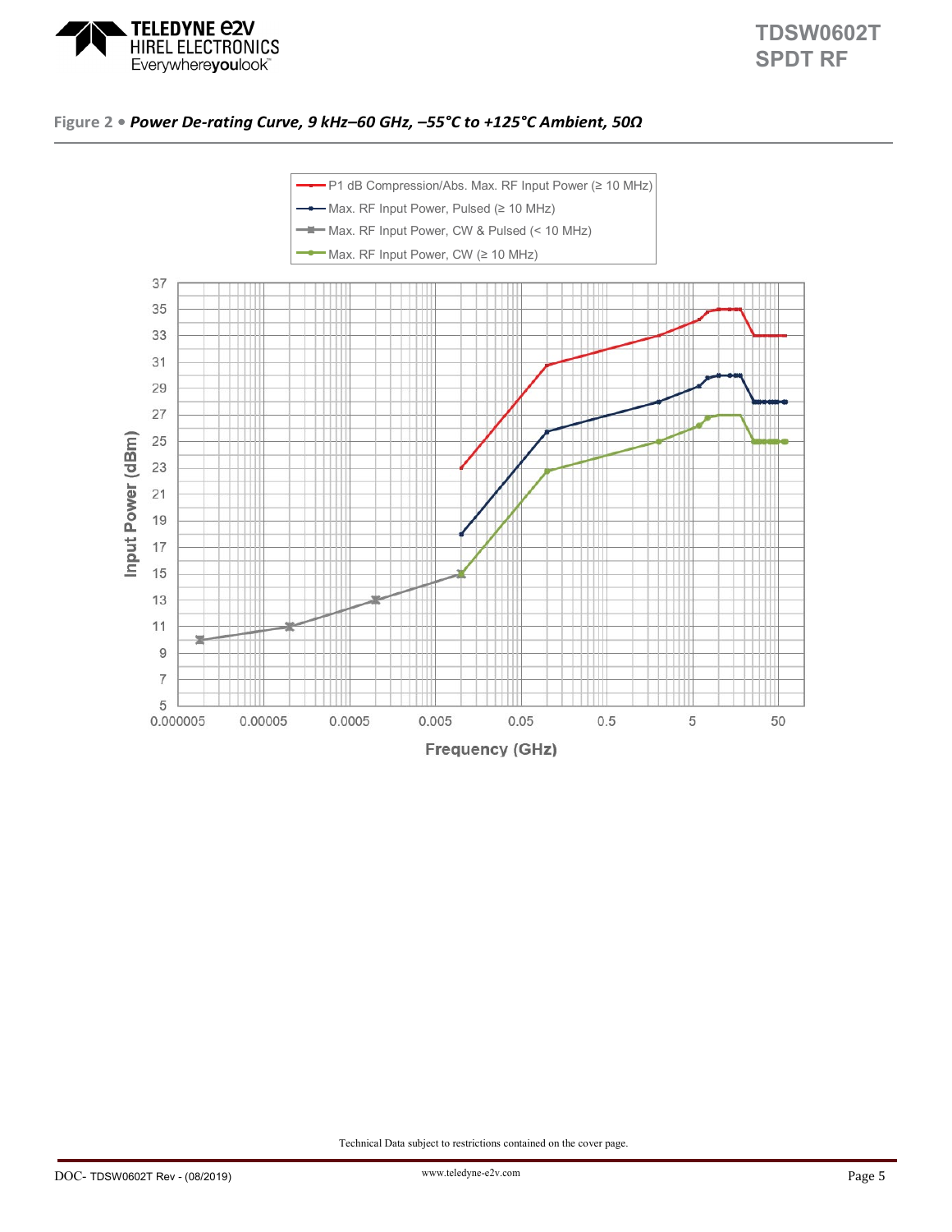**Figure 2 • *Power De-rating Curve, 9 kHz–60 GHz, –55°C to +125°C Ambient, 50Ω***

P1 dB Compression/Abs. Max. RF Input Power (≥ 10 MHz)
Max. RF Input Power, Pulsed (≥ 10 MHz)
Max. RF Input Power, CW & Pulsed (< 10 MHz)
Max. RF Input Power, CW (≥ 10 MHz)

Input Power (dBm)

37
35
33
31
29
27
25
23
21
19
17
15
13
11
9
7
5

0.000005
0.00005
0.0005
0.005
0.05
0.5
5
50

Frequency (GHz)

Technical Data subject to restrictions contained on the cover page.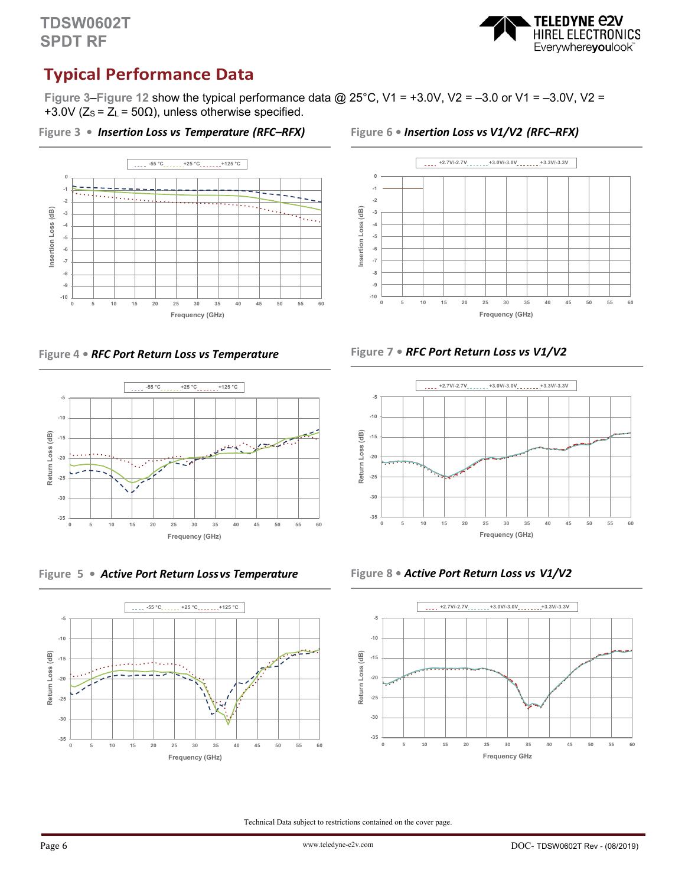## Typical Performance Data

**Figure 3–Figure 12** show the typical performance data @ 25°C, V1 = +3.0V, V2 = –3.0 or V1 = –3.0V, V2 = +3.0V ($Z_S$ = $Z_L$ = 50Ω), unless otherwise specified.

**Figure 3 • *Insertion Loss vs Temperature (RFC–RFX)***

-55 °C
+25 °C
+125 °C
Insertion Loss (dB)
0
-1
-2
-3
-4
-5
-6
-7
-8
-9
-10
0 5 10 15 20 25 30 35 40 45 50 55 60
Frequency (GHz)

**Figure 4 • *RFC Port Return Loss vs Temperature***

-55 °C
+25 °C
+125 °C
Return Loss (dB)
-5
-10
-15
-20
-25
-30
-35
0 5 10 15 20 25 30 35 40 45 50 55 60
Frequency (GHz)

**Figure 5 • *Active Port Return Loss vs Temperature***

-55 °C
+25 °C
+125 °C
Return Loss (dB)
-5
-10
-15
-20
-25
-30
-35
0 5 10 15 20 25 30 35 40 45 50 55 60
Frequency (GHz)

**Figure 6 • *Insertion Loss vs V1/V2 (RFC–RFX)***

+2.7V/-2.7V
+3.0V/-3.0V
+3.3V/-3.3V
Insertion Loss (dB)
0
-1
-2
-3
-4
-5
-6
-7
-8
-9
-10
0 5 10 15 20 25 30 35 40 45 50 55 60
Frequency (GHz)

**Figure 7 • *RFC Port Return Loss vs V1/V2***

+2.7V/-2.7V
+3.0V/-3.0V
+3.3V/-3.3V
Return Loss (dB)
-5
-10
-15
-20
-25
-30
-35
0 5 10 15 20 25 30 35 40 45 50 55 60
Frequency (GHz)

**Figure 8 • *Active Port Return Loss vs V1/V2***

+2.7V/-2.7V
+3.0V/-3.0V
+3.3V/-3.3V
Return Loss (dB)
-5
-10
-15
-20
-25
-30
-35
0 5 10 15 20 25 30 35 40 45 50 55 60
Frequency GHz

Technical Data subject to restrictions contained on the cover page.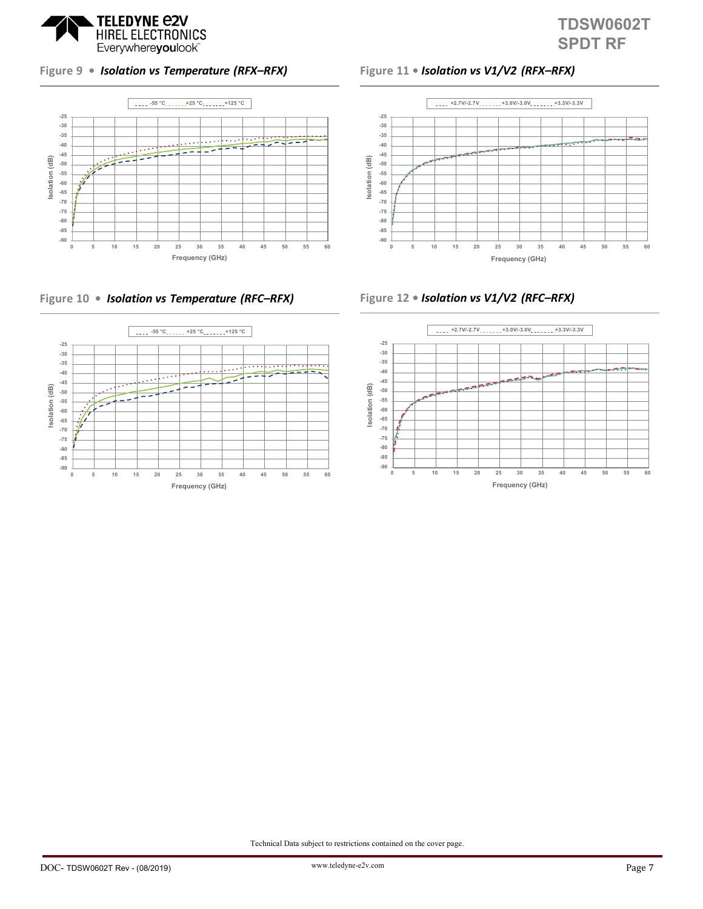Figure 9 • *Isolation vs Temperature (RFX–RFX)*

-55 °C +25 °C +125 °C

Isolation (dB)

-25
-30
-35
-40
-45
-50
-55
-60
-65
-70
-75
-80
-85
-90

0 5 10 15 20 25 30 35 40 45 50 55 60

Frequency (GHz)

Figure 11 • *Isolation vs V1/V2 (RFX–RFX)*

+2.7V/-2.7V +3.0V/-3.0V +3.3V/-3.3V

Isolation (dB)

-25
-30
-35
-40
-45
-50
-55
-60
-65
-70
-75
-80
-85
-90

0 5 10 15 20 25 30 35 40 45 50 55 60

Frequency (GHz)

Figure 10 • *Isolation vs Temperature (RFC–RFX)*

-55 °C +25 °C +125 °C

Isolation (dB)

-25
-30
-35
-40
-45
-50
-55
-60
-65
-70
-75
-80
-85
-90

0 5 10 15 20 25 30 35 40 45 50 55 60

Frequency (GHz)

Figure 12 • *Isolation vs V1/V2 (RFC–RFX)*

+2.7V/-2.7V +3.0V/-3.0V +3.3V/-3.3V

Isolation (dB)

-25
-30
-35
-40
-45
-50
-55
-60
-65
-70
-75
-80
-85
-90

0 5 10 15 20 25 30 35 40 45 50 55 60

Frequency (GHz)

Technical Data subject to restrictions contained on the cover page.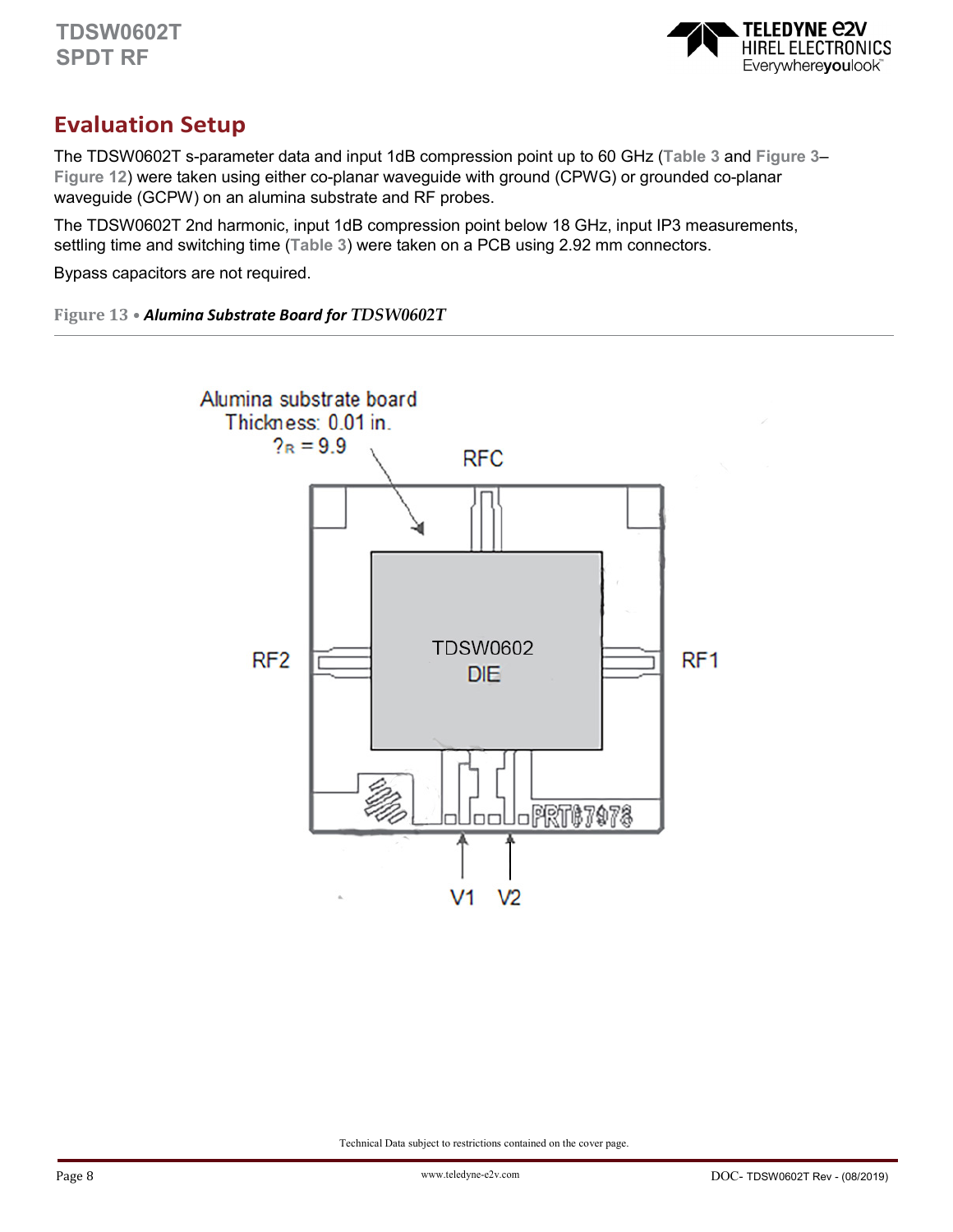## Evaluation Setup

The TDSW0602T s-parameter data and input 1dB compression point up to 60 GHz (Table 3 and Figure 3–Figure 12) were taken using either co-planar waveguide with ground (CPWG) or grounded co-planar waveguide (GCPW) on an alumina substrate and RF probes.

The TDSW0602T 2nd harmonic, input 1dB compression point below 18 GHz, input IP3 measurements, settling time and switching time (Table 3) were taken on a PCB using 2.92 mm connectors.

Bypass capacitors are not required.

Figure 13 • *Alumina Substrate Board for TDSW0602T*

Alumina substrate board
Thickness: 0.01 in.
?R = 9.9

RFC

RF2

TDSW0602
DIE

RF1

PRT67978

V1 V2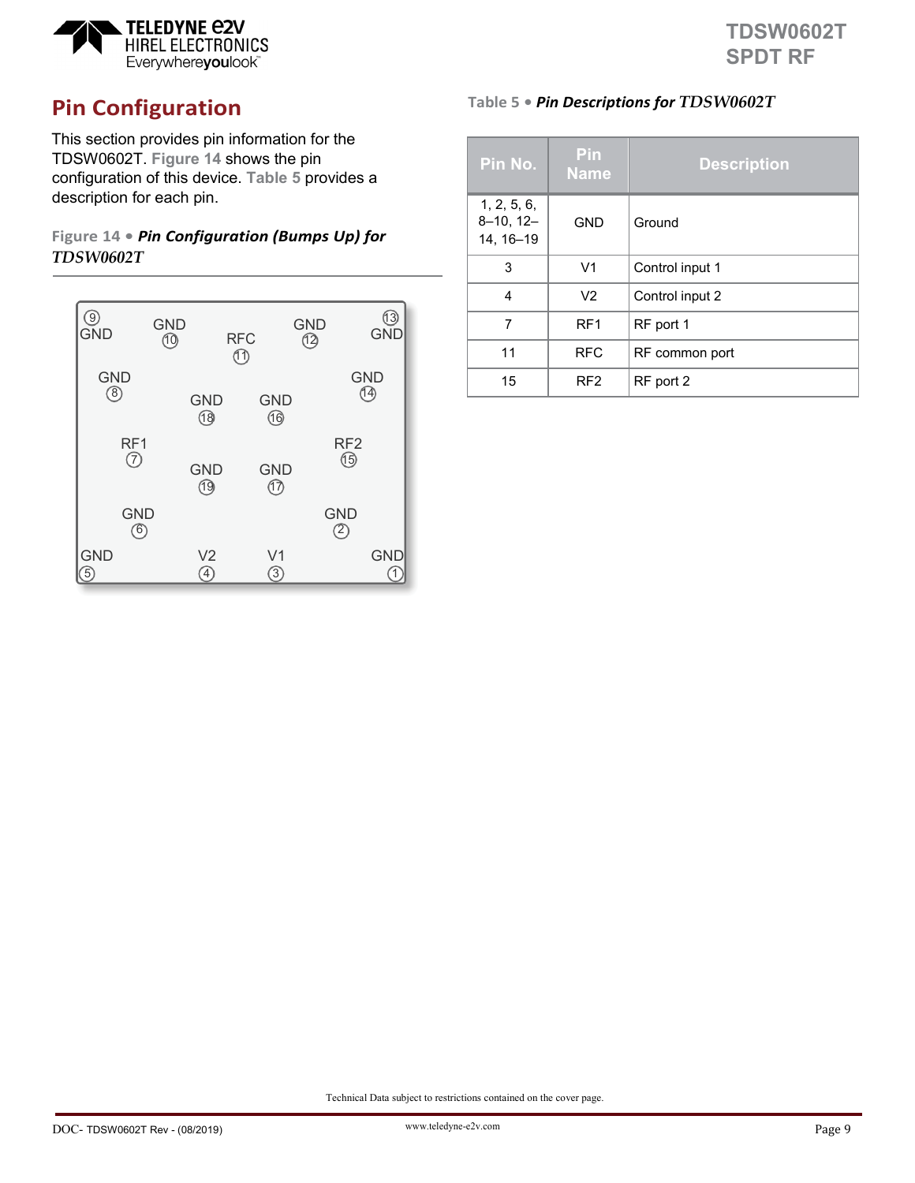## Pin Configuration

This section provides pin information for the TDSW0602T. Figure 14 shows the pin configuration of this device. Table 5 provides a description for each pin.

Figure 14 • *Pin Configuration (Bumps Up) for TDSW0602T*

Table 5 • *Pin Descriptions for TDSW0602T*

| Pin No. | Pin Name | Description |
|---|---|---|
| 1, 2, 5, 6, 8–10, 12–14, 16–19 | GND | Ground |
| 3 | V1 | Control input 1 |
| 4 | V2 | Control input 2 |
| 7 | RF1 | RF port 1 |
| 11 | RFC | RF common port |
| 15 | RF2 | RF port 2 |

Technical Data subject to restrictions contained on the cover page.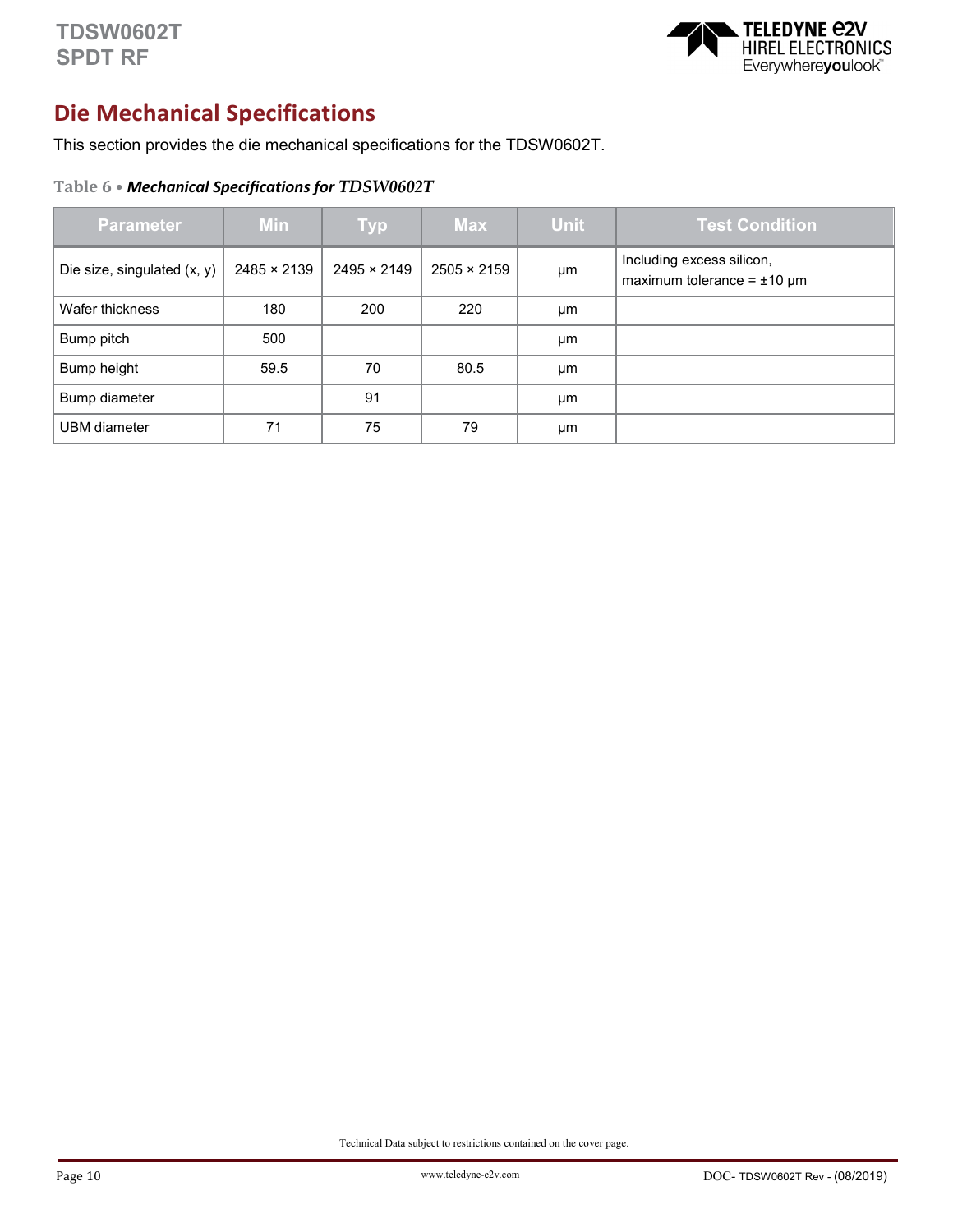## Die Mechanical Specifications

This section provides the die mechanical specifications for the TDSW0602T.

**Table 6 • *Mechanical Specifications for TDSW0602T***

| Parameter | Min | Typ | Max | Unit | Test Condition |
|---|---|---|---|---|---|
| Die size, singulated (x, y) | 2485 × 2139 | 2495 × 2149 | 2505 × 2159 | µm | Including excess silicon, maximum tolerance = ±10 µm |
| Wafer thickness | 180 | 200 | 220 | µm | |
| Bump pitch | 500 | | | µm | |
| Bump height | 59.5 | 70 | 80.5 | µm | |
| Bump diameter | | 91 | | µm | |
| UBM diameter | 71 | 75 | 79 | µm | |

Technical Data subject to restrictions contained on the cover page.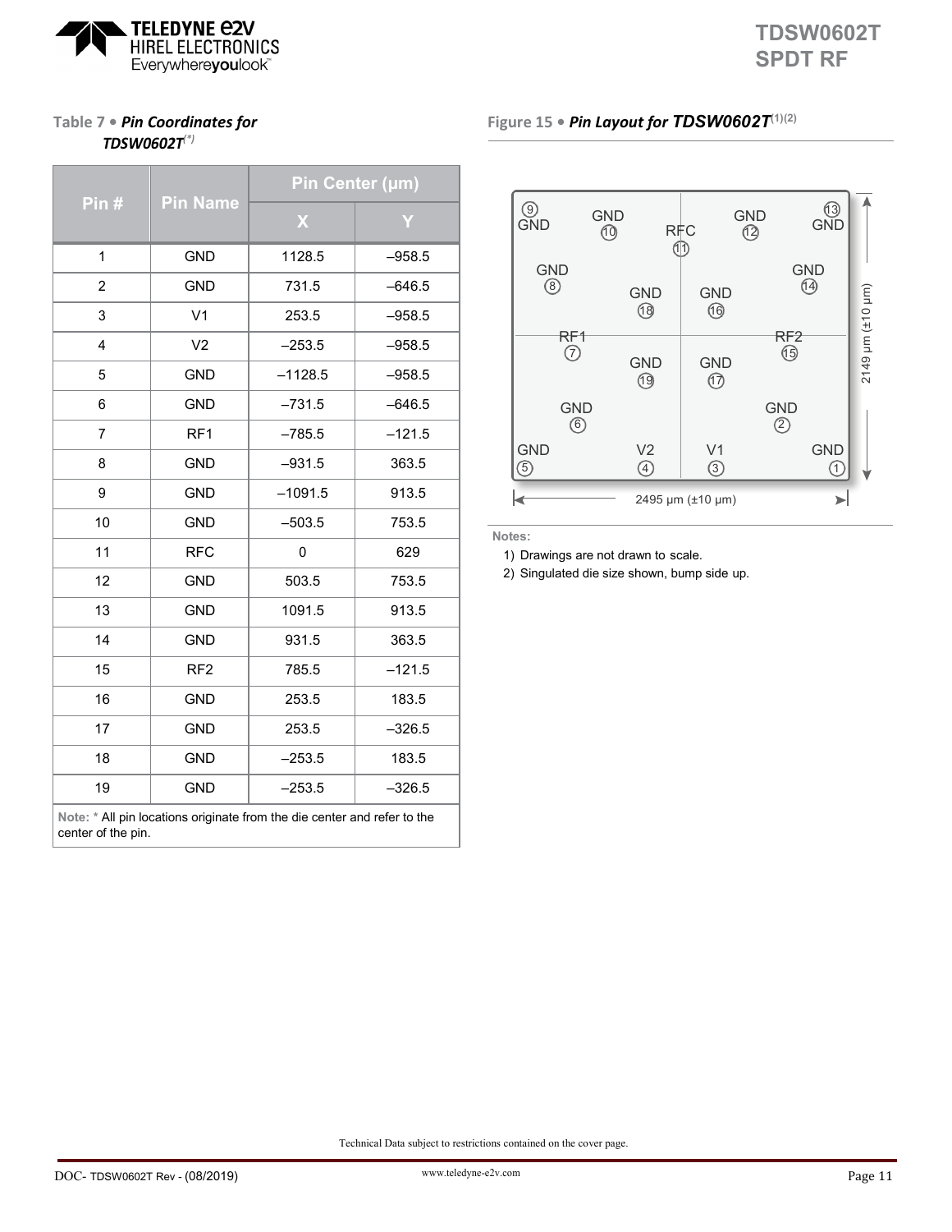**Table 7 • *Pin Coordinates for TDSW0602T*** [*]

| Pin # | Pin Name | Pin Center (µm) | |
|---|---|---|---|
| | | X | Y |
| 1 | GND | 1128.5 | –958.5 |
| 2 | GND | 731.5 | –646.5 |
| 3 | V1 | 253.5 | –958.5 |
| 4 | V2 | –253.5 | –958.5 |
| 5 | GND | –1128.5 | –958.5 |
| 6 | GND | –731.5 | –646.5 |
| 7 | RF1 | –785.5 | –121.5 |
| 8 | GND | –931.5 | 363.5 |
| 9 | GND | –1091.5 | 913.5 |
| 10 | GND | –503.5 | 753.5 |
| 11 | RFC | 0 | 629 |
| 12 | GND | 503.5 | 753.5 |
| 13 | GND | 1091.5 | 913.5 |
| 14 | GND | 931.5 | 363.5 |
| 15 | RF2 | 785.5 | –121.5 |
| 16 | GND | 253.5 | 183.5 |
| 17 | GND | 253.5 | –326.5 |
| 18 | GND | –253.5 | 183.5 |
| 19 | GND | –253.5 | –326.5 |

Note: * All pin locations originate from the die center and refer to the center of the pin.

**Figure 15 • *Pin Layout for TDSW0602T*** [(1)(2)]

| | | | | |
|---|---|---|---|---|
| 9 GND | GND 10 | RFC 11 | GND 12 | 13 GND |
| GND 8 | GND 18 | | GND 16 | GND 14 |
| RF1 7 | GND 19 | | GND 17 | RF2 15 |
| GND 6 | | | | GND 2 |
| GND 5 | V2 4 | | V1 3 | GND 1 |

2495 µm (±10 µm) × 2149 µm (±10 µm)

**Notes:**

1) Drawings are not drawn to scale.
2) Singulated die size shown, bump side up.

Technical Data subject to restrictions contained on the cover page.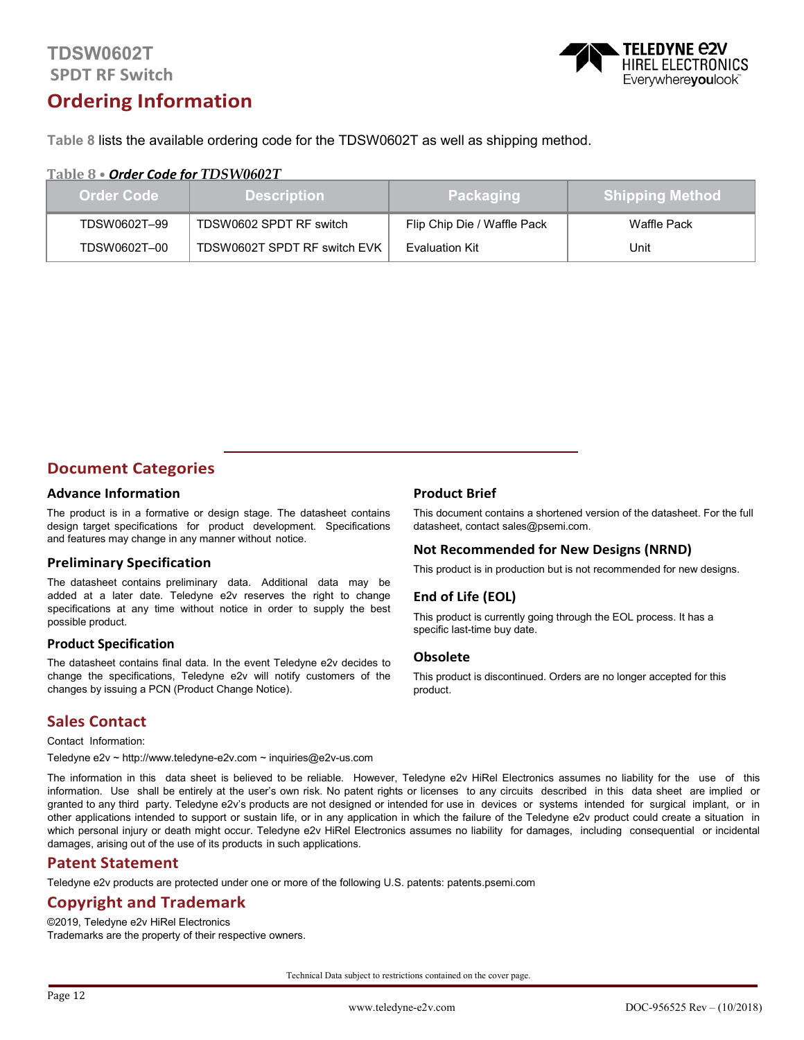## Ordering Information

Table 8 lists the available ordering code for the TDSW0602T as well as shipping method.

**Table 8 • *Order Code for TDSW0602T***

| Order Code | Description | Packaging | Shipping Method |
|---|---|---|---|
| TDSW0602T–99 | TDSW0602 SPDT RF switch | Flip Chip Die / Waffle Pack | Waffle Pack |
| TDSW0602T–00 | TDSW0602T SPDT RF switch EVK | Evaluation Kit | Unit |

## Document Categories

### Advance Information

The product is in a formative or design stage. The datasheet contains design target specifications for product development. Specifications and features may change in any manner without notice.

### Preliminary Specification

The datasheet contains preliminary data. Additional data may be added at a later date. Teledyne e2v reserves the right to change specifications at any time without notice in order to supply the best possible product.

### Product Specification

The datasheet contains final data. In the event Teledyne e2v decides to change the specifications, Teledyne e2v will notify customers of the changes by issuing a PCN (Product Change Notice).

### Product Brief

This document contains a shortened version of the datasheet. For the full datasheet, contact sales@psemi.com.

### Not Recommended for New Designs (NRND)

This product is in production but is not recommended for new designs.

### End of Life (EOL)

This product is currently going through the EOL process. It has a specific last-time buy date.

### Obsolete

This product is discontinued. Orders are no longer accepted for this product.

## Sales Contact

Contact Information:

Teledyne e2v ~ http://www.teledyne-e2v.com ~ inquiries@e2v-us.com

The information in this data sheet is believed to be reliable. However, Teledyne e2v HiRel Electronics assumes no liability for the use of this information. Use shall be entirely at the user's own risk. No patent rights or licenses to any circuits described in this data sheet are implied or granted to any third party. Teledyne e2v's products are not designed or intended for use in devices or systems intended for surgical implant, or in other applications intended to support or sustain life, or in any application in which the failure of the Teledyne e2v product could create a situation in which personal injury or death might occur. Teledyne e2v HiRel Electronics assumes no liability for damages, including consequential or incidental damages, arising out of the use of its products in such applications.

## Patent Statement

Teledyne e2v products are protected under one or more of the following U.S. patents: patents.psemi.com

## Copyright and Trademark

©2019, Teledyne e2v HiRel Electronics
Trademarks are the property of their respective owners.

Technical Data subject to restrictions contained on the cover page.